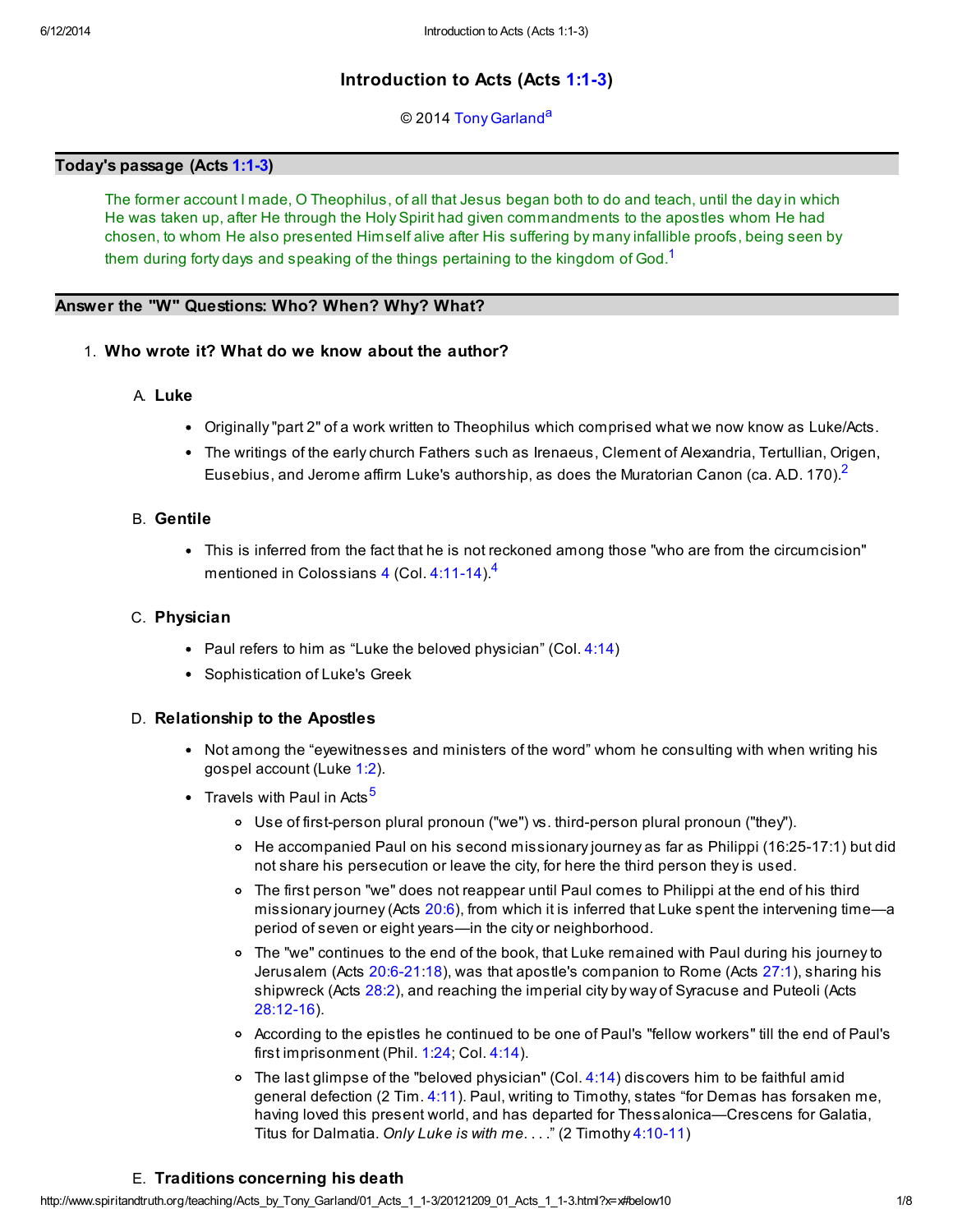# Introduction to Acts (Acts 1:1-3)

© 2014 Tony Garland[a]

## Today's passage (Acts 1:1-3)

The former account I made, O Theophilus, of all that Jesus began both to do and teach, until the day in which He was taken up, after He through the Holy Spirit had given commandments to the apostles whom He had chosen, to whom He also presented Himself alive after His suffering by many infallible proofs, being seen by them during forty days and speaking of the things pertaining to the kingdom of God.[1]

## Answer the "W" Questions: Who? When? Why? What?

1. **Who wrote it? What do we know about the author?**

   A. **Luke**

   - Originally "part 2" of a work written to Theophilus which comprised what we now know as Luke/Acts.
   - The writings of the early church Fathers such as Irenaeus, Clement of Alexandria, Tertullian, Origen, Eusebius, and Jerome affirm Luke's authorship, as does the Muratorian Canon (ca. A.D. 170).[2]

   B. **Gentile**

   - This is inferred from the fact that he is not reckoned among those "who are from the circumcision" mentioned in Colossians 4 (Col. 4:11-14).[4]

   C. **Physician**

   - Paul refers to him as “Luke the beloved physician” (Col. 4:14)
   - Sophistication of Luke's Greek

   D. **Relationship to the Apostles**

   - Not among the “eyewitnesses and ministers of the word” whom he consulting with when writing his gospel account (Luke 1:2).
   - Travels with Paul in Acts[5]
     - Use of first-person plural pronoun ("we") vs. third-person plural pronoun ("they").
     - He accompanied Paul on his second missionary journey as far as Philippi (16:25-17:1) but did not share his persecution or leave the city, for here the third person they is used.
     - The first person "we" does not reappear until Paul comes to Philippi at the end of his third missionary journey (Acts 20:6), from which it is inferred that Luke spent the intervening time—a period of seven or eight years—in the city or neighborhood.
     - The "we" continues to the end of the book, that Luke remained with Paul during his journey to Jerusalem (Acts 20:6-21:18), was that apostle's companion to Rome (Acts 27:1), sharing his shipwreck (Acts 28:2), and reaching the imperial city by way of Syracuse and Puteoli (Acts 28:12-16).
     - According to the epistles he continued to be one of Paul's "fellow workers" till the end of Paul's first imprisonment (Phil. 1:24; Col. 4:14).
     - The last glimpse of the "beloved physician" (Col. 4:14) discovers him to be faithful amid general defection (2 Tim. 4:11). Paul, writing to Timothy, states “for Demas has forsaken me, having loved this present world, and has departed for Thessalonica—Crescens for Galatia, Titus for Dalmatia. *Only Luke is with me*. . . .” (2 Timothy 4:10-11)

   E. **Traditions concerning his death**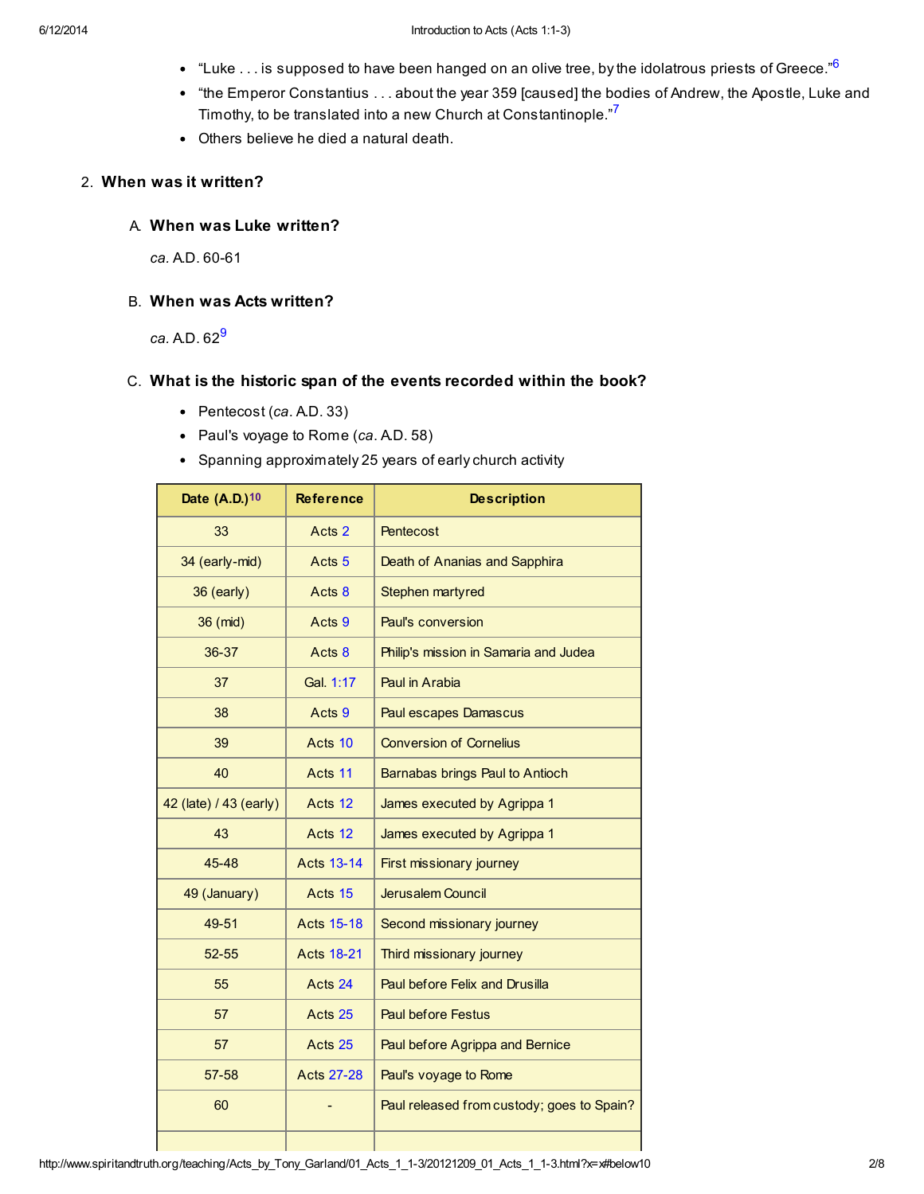- "Luke . . . is supposed to have been hanged on an olive tree, by the idolatrous priests of Greece."[6]
- "the Emperor Constantius . . . about the year 359 [caused] the bodies of Andrew, the Apostle, Luke and Timothy, to be translated into a new Church at Constantinople."[7]
- Others believe he died a natural death.

2. **When was it written?**

   A. **When was Luke written?**

   *ca.* A.D. 60-61

   B. **When was Acts written?**

   *ca.* A.D. 62[9]

   C. **What is the historic span of the events recorded within the book?**

   - Pentecost (*ca.* A.D. 33)
   - Paul's voyage to Rome (*ca.* A.D. 58)
   - Spanning approximately 25 years of early church activity

| Date (A.D.)[10] | Reference | Description |
|---|---|---|
| 33 | Acts 2 | Pentecost |
| 34 (early-mid) | Acts 5 | Death of Ananias and Sapphira |
| 36 (early) | Acts 8 | Stephen martyred |
| 36 (mid) | Acts 9 | Paul's conversion |
| 36-37 | Acts 8 | Philip's mission in Samaria and Judea |
| 37 | Gal. 1:17 | Paul in Arabia |
| 38 | Acts 9 | Paul escapes Damascus |
| 39 | Acts 10 | Conversion of Cornelius |
| 40 | Acts 11 | Barnabas brings Paul to Antioch |
| 42 (late) / 43 (early) | Acts 12 | James executed by Agrippa 1 |
| 43 | Acts 12 | James executed by Agrippa 1 |
| 45-48 | Acts 13-14 | First missionary journey |
| 49 (January) | Acts 15 | Jerusalem Council |
| 49-51 | Acts 15-18 | Second missionary journey |
| 52-55 | Acts 18-21 | Third missionary journey |
| 55 | Acts 24 | Paul before Felix and Drusilla |
| 57 | Acts 25 | Paul before Festus |
| 57 | Acts 25 | Paul before Agrippa and Bernice |
| 57-58 | Acts 27-28 | Paul's voyage to Rome |
| 60 | - | Paul released from custody; goes to Spain? |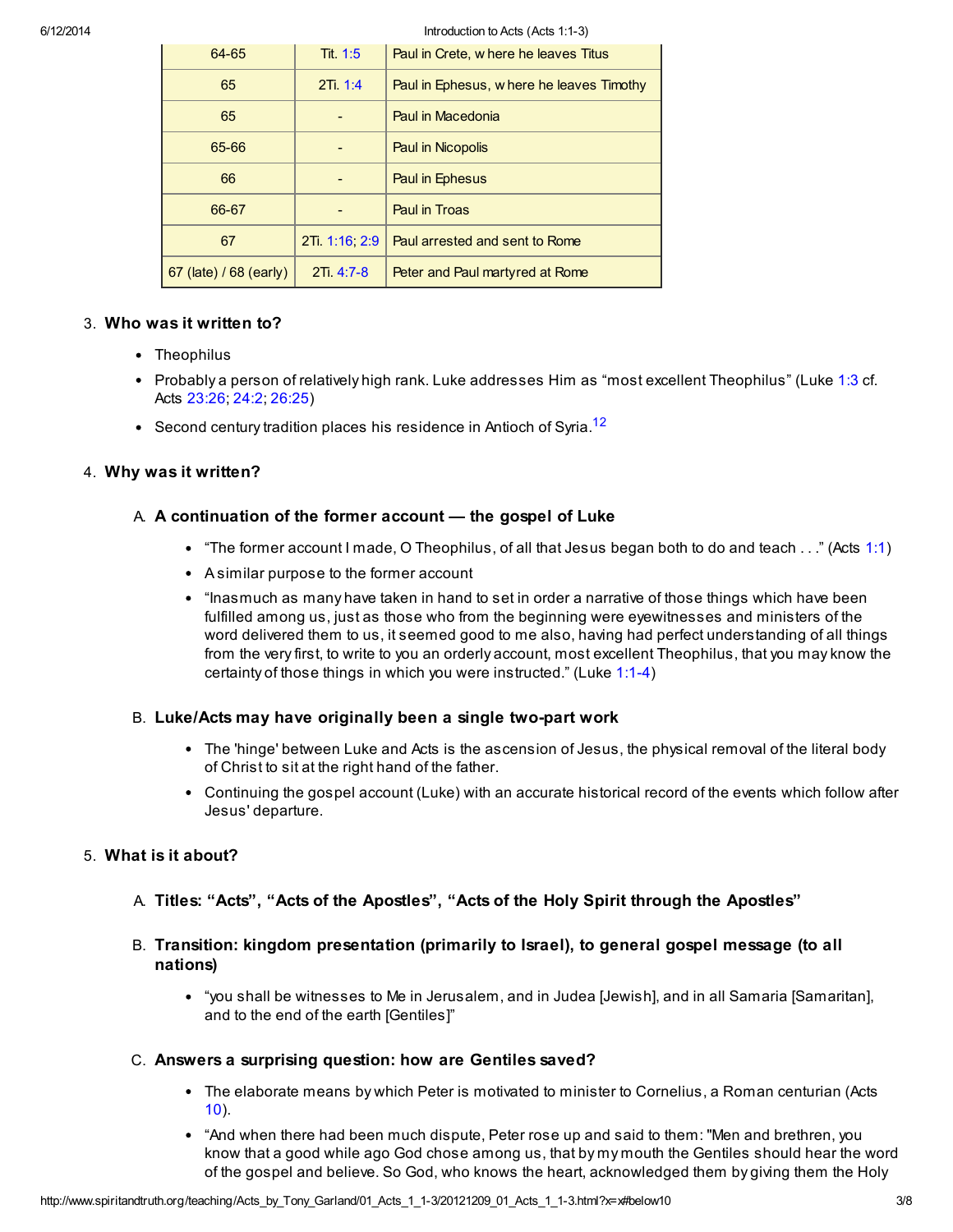| 64-65 | Tit. 1:5 | Paul in Crete, where he leaves Titus |
|---|---|---|
| 65 | 2Ti. 1:4 | Paul in Ephesus, where he leaves Timothy |
| 65 | - | Paul in Macedonia |
| 65-66 | - | Paul in Nicopolis |
| 66 | - | Paul in Ephesus |
| 66-67 | - | Paul in Troas |
| 67 | 2Ti. 1:16; 2:9 | Paul arrested and sent to Rome |
| 67 (late) / 68 (early) | 2Ti. 4:7-8 | Peter and Paul martyred at Rome |

3. **Who was it written to?**
   - Theophilus
   - Probably a person of relatively high rank. Luke addresses Him as “most excellent Theophilus” (Luke 1:3 cf. Acts 23:26; 24:2; 26:25)
   - Second century tradition places his residence in Antioch of Syria.[12]

4. **Why was it written?**

   A. **A continuation of the former account — the gospel of Luke**
   - “The former account I made, O Theophilus, of all that Jesus began both to do and teach . . .” (Acts 1:1)
   - A similar purpose to the former account
   - “Inasmuch as many have taken in hand to set in order a narrative of those things which have been fulfilled among us, just as those who from the beginning were eyewitnesses and ministers of the word delivered them to us, it seemed good to me also, having had perfect understanding of all things from the very first, to write to you an orderly account, most excellent Theophilus, that you may know the certainty of those things in which you were instructed.” (Luke 1:1-4)

   B. **Luke/Acts may have originally been a single two-part work**
   - The 'hinge' between Luke and Acts is the ascension of Jesus, the physical removal of the literal body of Christ to sit at the right hand of the father.
   - Continuing the gospel account (Luke) with an accurate historical record of the events which follow after Jesus' departure.

5. **What is it about?**

   A. **Titles: “Acts”, “Acts of the Apostles”, “Acts of the Holy Spirit through the Apostles”**

   B. **Transition: kingdom presentation (primarily to Israel), to general gospel message (to all nations)**
   - “you shall be witnesses to Me in Jerusalem, and in Judea [Jewish], and in all Samaria [Samaritan], and to the end of the earth [Gentiles]”

   C. **Answers a surprising question: how are Gentiles saved?**
   - The elaborate means by which Peter is motivated to minister to Cornelius, a Roman centurian (Acts 10).
   - “And when there had been much dispute, Peter rose up and said to them: "Men and brethren, you know that a good while ago God chose among us, that by my mouth the Gentiles should hear the word of the gospel and believe. So God, who knows the heart, acknowledged them by giving them the Holy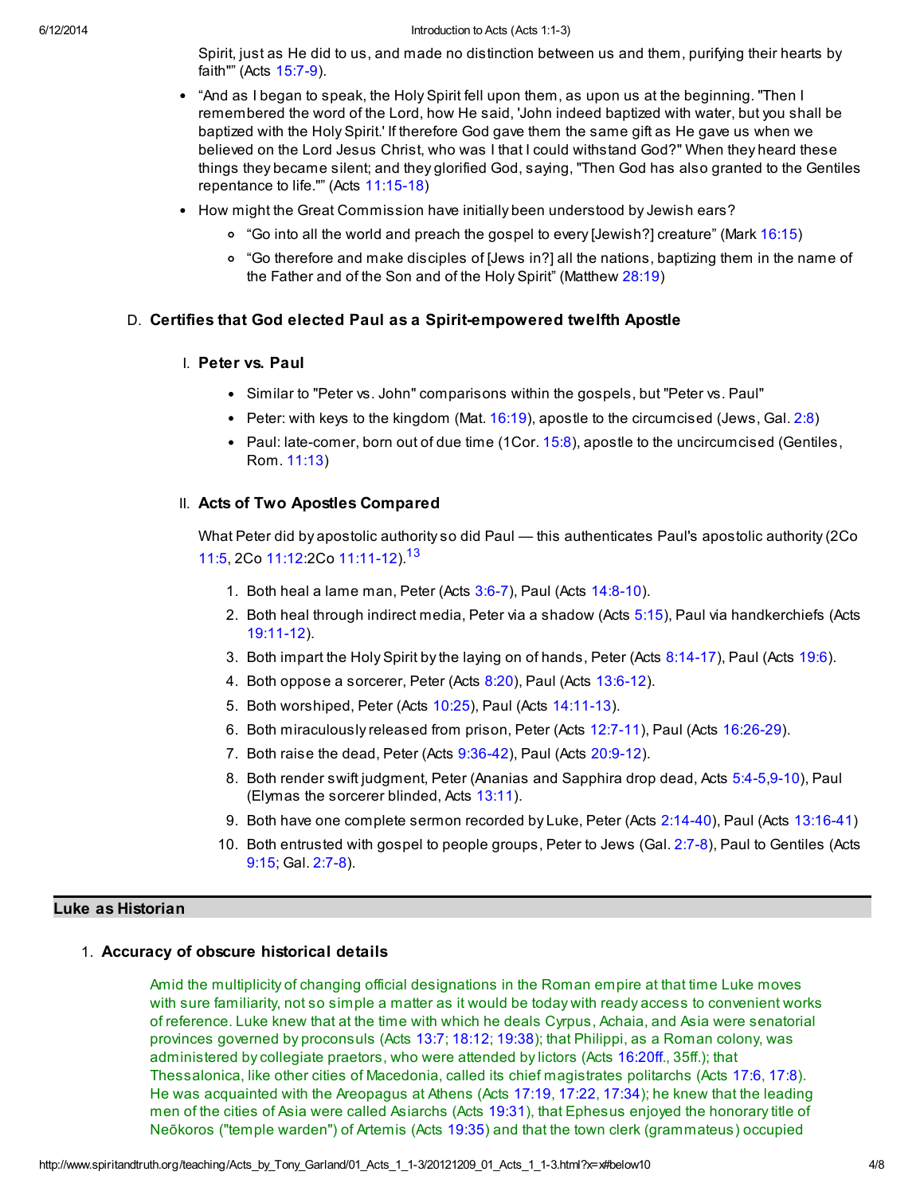Spirit, just as He did to us, and made no distinction between us and them, purifying their hearts by faith"" (Acts 15:7-9).

- "And as I began to speak, the Holy Spirit fell upon them, as upon us at the beginning. "Then I remembered the word of the Lord, how He said, 'John indeed baptized with water, but you shall be baptized with the Holy Spirit.' If therefore God gave them the same gift as He gave us when we believed on the Lord Jesus Christ, who was I that I could withstand God?" When they heard these things they became silent; and they glorified God, saying, "Then God has also granted to the Gentiles repentance to life."" (Acts 11:15-18)
- How might the Great Commission have initially been understood by Jewish ears?
  - "Go into all the world and preach the gospel to every [Jewish?] creature" (Mark 16:15)
  - "Go therefore and make disciples of [Jews in?] all the nations, baptizing them in the name of the Father and of the Son and of the Holy Spirit" (Matthew 28:19)

D. **Certifies that God elected Paul as a Spirit-empowered twelfth Apostle**

I. **Peter vs. Paul**

- Similar to "Peter vs. John" comparisons within the gospels, but "Peter vs. Paul"
- Peter: with keys to the kingdom (Mat. 16:19), apostle to the circumcised (Jews, Gal. 2:8)
- Paul: late-comer, born out of due time (1Cor. 15:8), apostle to the uncircumcised (Gentiles, Rom. 11:13)

II. **Acts of Two Apostles Compared**

What Peter did by apostolic authority so did Paul — this authenticates Paul's apostolic authority (2Co 11:5, 2Co 11:12:2Co 11:11-12).[13]

1. Both heal a lame man, Peter (Acts 3:6-7), Paul (Acts 14:8-10).
2. Both heal through indirect media, Peter via a shadow (Acts 5:15), Paul via handkerchiefs (Acts 19:11-12).
3. Both impart the Holy Spirit by the laying on of hands, Peter (Acts 8:14-17), Paul (Acts 19:6).
4. Both oppose a sorcerer, Peter (Acts 8:20), Paul (Acts 13:6-12).
5. Both worshiped, Peter (Acts 10:25), Paul (Acts 14:11-13).
6. Both miraculously released from prison, Peter (Acts 12:7-11), Paul (Acts 16:26-29).
7. Both raise the dead, Peter (Acts 9:36-42), Paul (Acts 20:9-12).
8. Both render swift judgment, Peter (Ananias and Sapphira drop dead, Acts 5:4-5,9-10), Paul (Elymas the sorcerer blinded, Acts 13:11).
9. Both have one complete sermon recorded by Luke, Peter (Acts 2:14-40), Paul (Acts 13:16-41)
10. Both entrusted with gospel to people groups, Peter to Jews (Gal. 2:7-8), Paul to Gentiles (Acts 9:15; Gal. 2:7-8).

## Luke as Historian

1. **Accuracy of obscure historical details**

Amid the multiplicity of changing official designations in the Roman empire at that time Luke moves with sure familiarity, not so simple a matter as it would be today with ready access to convenient works of reference. Luke knew that at the time with which he deals Cyprus, Achaia, and Asia were senatorial provinces governed by proconsuls (Acts 13:7; 18:12; 19:38); that Philippi, as a Roman colony, was administered by collegiate praetors, who were attended by lictors (Acts 16:20ff., 35ff.); that Thessalonica, like other cities of Macedonia, called its chief magistrates politarchs (Acts 17:6, 17:8). He was acquainted with the Areopagus at Athens (Acts 17:19, 17:22, 17:34); he knew that the leading men of the cities of Asia were called Asiarchs (Acts 19:31), that Ephesus enjoyed the honorary title of Neōkoros ("temple warden") of Artemis (Acts 19:35) and that the town clerk (grammateus) occupied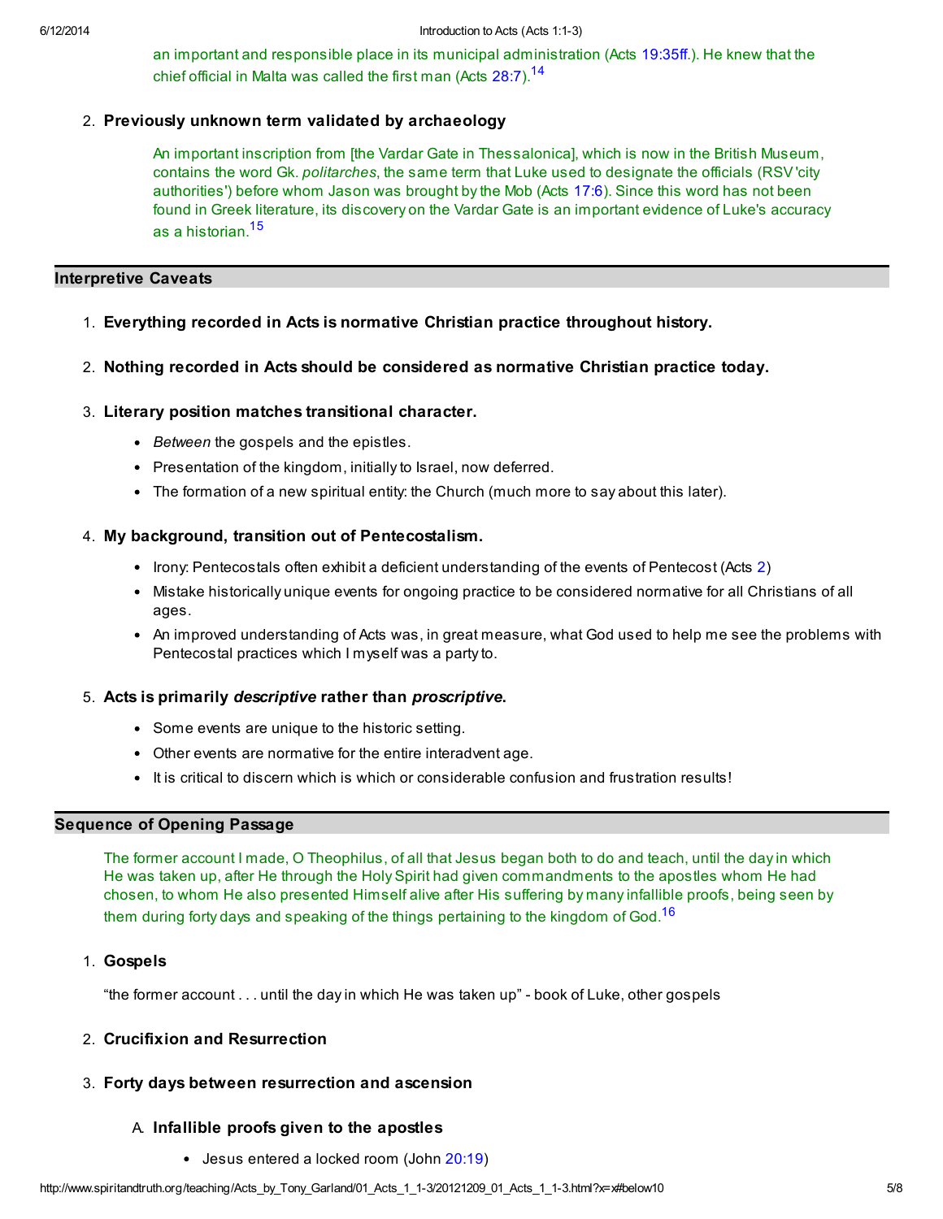an important and responsible place in its municipal administration (Acts 19:35ff.). He knew that the chief official in Malta was called the first man (Acts 28:7).[14]

2. **Previously unknown term validated by archaeology**

> An important inscription from [the Vardar Gate in Thessalonica], which is now in the British Museum, contains the word Gk. *politarches*, the same term that Luke used to designate the officials (RSV 'city authorities') before whom Jason was brought by the Mob (Acts 17:6). Since this word has not been found in Greek literature, its discovery on the Vardar Gate is an important evidence of Luke's accuracy as a historian.[15]

## Interpretive Caveats

1. **Everything recorded in Acts is normative Christian practice throughout history.**
2. **Nothing recorded in Acts should be considered as normative Christian practice today.**
3. **Literary position matches transitional character.**
   - *Between* the gospels and the epistles.
   - Presentation of the kingdom, initially to Israel, now deferred.
   - The formation of a new spiritual entity: the Church (much more to say about this later).
4. **My background, transition out of Pentecostalism.**
   - Irony: Pentecostals often exhibit a deficient understanding of the events of Pentecost (Acts 2)
   - Mistake historically unique events for ongoing practice to be considered normative for all Christians of all ages.
   - An improved understanding of Acts was, in great measure, what God used to help me see the problems with Pentecostal practices which I myself was a party to.
5. **Acts is primarily *descriptive* rather than *proscriptive*.**
   - Some events are unique to the historic setting.
   - Other events are normative for the entire interadvent age.
   - It is critical to discern which is which or considerable confusion and frustration results!

## Sequence of Opening Passage

> The former account I made, O Theophilus, of all that Jesus began both to do and teach, until the day in which He was taken up, after He through the Holy Spirit had given commandments to the apostles whom He had chosen, to whom He also presented Himself alive after His suffering by many infallible proofs, being seen by them during forty days and speaking of the things pertaining to the kingdom of God.[16]

1. **Gospels**

   "the former account . . . until the day in which He was taken up" - book of Luke, other gospels

2. **Crucifixion and Resurrection**

3. **Forty days between resurrection and ascension**

   A. **Infallible proofs given to the apostles**
      - Jesus entered a locked room (John 20:19)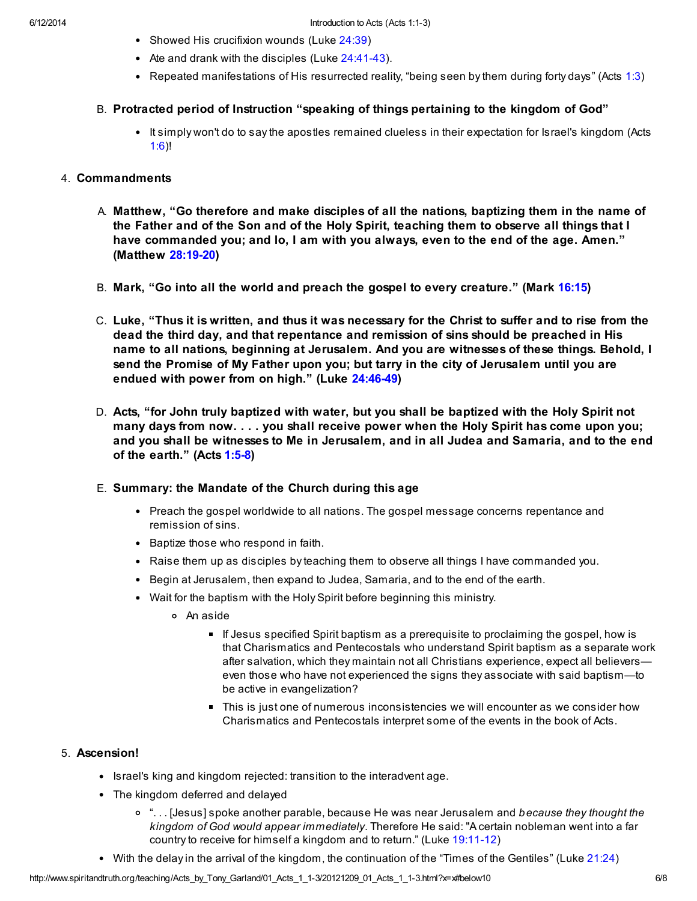- Showed His crucifixion wounds (Luke 24:39)
- Ate and drank with the disciples (Luke 24:41-43).
- Repeated manifestations of His resurrected reality, "being seen by them during forty days" (Acts 1:3)

B. **Protracted period of Instruction "speaking of things pertaining to the kingdom of God"**

- It simply won't do to say the apostles remained clueless in their expectation for Israel's kingdom (Acts 1:6)!

4. **Commandments**

A. **Matthew, "Go therefore and make disciples of all the nations, baptizing them in the name of the Father and of the Son and of the Holy Spirit, teaching them to observe all things that I have commanded you; and lo, I am with you always, even to the end of the age. Amen." (Matthew 28:19-20)**

B. **Mark, "Go into all the world and preach the gospel to every creature." (Mark 16:15)**

C. **Luke, "Thus it is written, and thus it was necessary for the Christ to suffer and to rise from the dead the third day, and that repentance and remission of sins should be preached in His name to all nations, beginning at Jerusalem. And you are witnesses of these things. Behold, I send the Promise of My Father upon you; but tarry in the city of Jerusalem until you are endued with power from on high." (Luke 24:46-49)**

D. **Acts, "for John truly baptized with water, but you shall be baptized with the Holy Spirit not many days from now. . . . you shall receive power when the Holy Spirit has come upon you; and you shall be witnesses to Me in Jerusalem, and in all Judea and Samaria, and to the end of the earth." (Acts 1:5-8)**

E. **Summary: the Mandate of the Church during this age**

- Preach the gospel worldwide to all nations. The gospel message concerns repentance and remission of sins.
- Baptize those who respond in faith.
- Raise them up as disciples by teaching them to observe all things I have commanded you.
- Begin at Jerusalem, then expand to Judea, Samaria, and to the end of the earth.
- Wait for the baptism with the Holy Spirit before beginning this ministry.
  - An aside
    - If Jesus specified Spirit baptism as a prerequisite to proclaiming the gospel, how is that Charismatics and Pentecostals who understand Spirit baptism as a separate work after salvation, which they maintain not all Christians experience, expect all believers—even those who have not experienced the signs they associate with said baptism—to be active in evangelization?
    - This is just one of numerous inconsistencies we will encounter as we consider how Charismatics and Pentecostals interpret some of the events in the book of Acts.

5. **Ascension!**

- Israel's king and kingdom rejected: transition to the interadvent age.
- The kingdom deferred and delayed
  - ". . . [Jesus] spoke another parable, because He was near Jerusalem and *because they thought the kingdom of God would appear immediately*. Therefore He said: "A certain nobleman went into a far country to receive for himself a kingdom and to return." (Luke 19:11-12)
- With the delay in the arrival of the kingdom, the continuation of the "Times of the Gentiles" (Luke 21:24)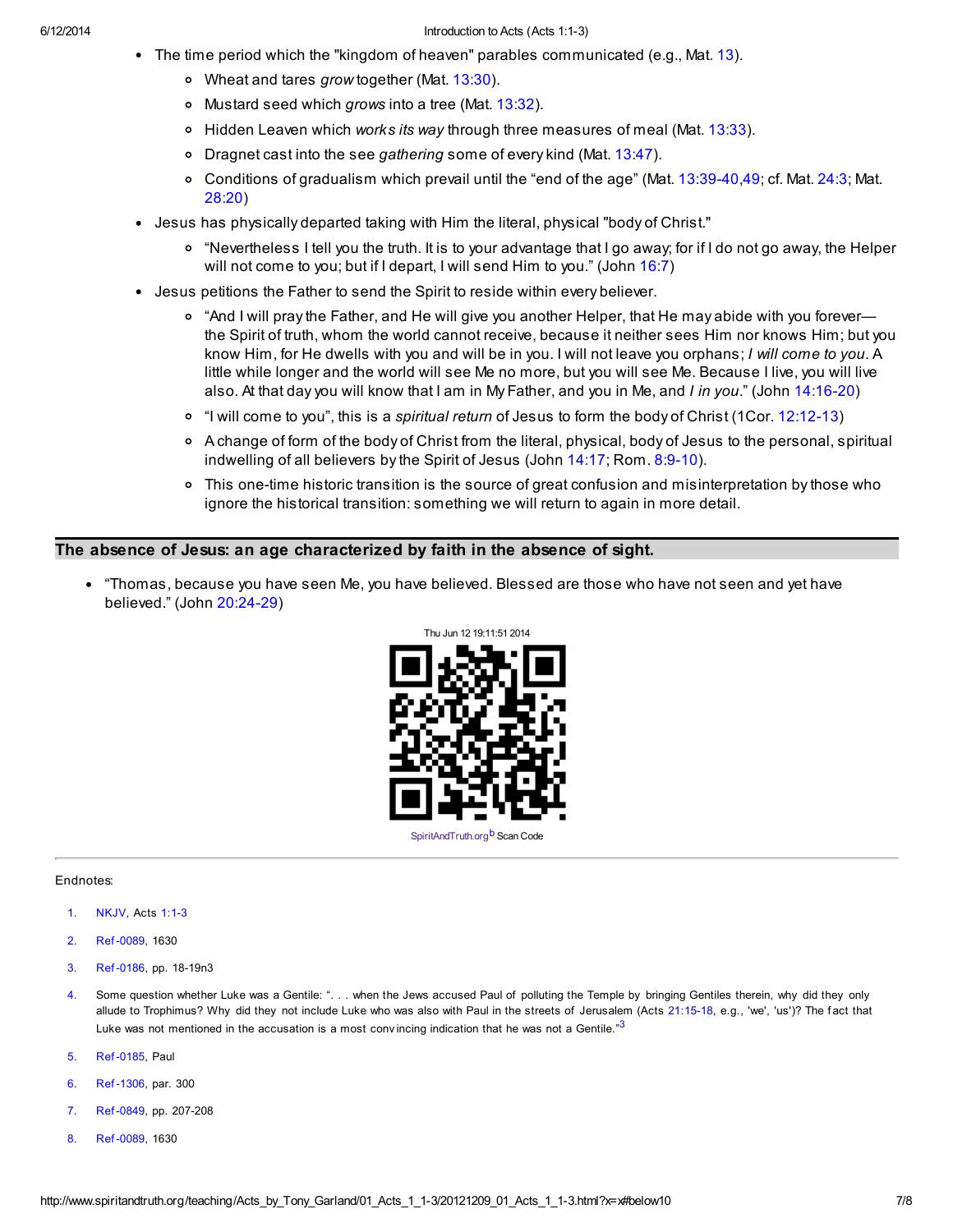- The time period which the "kingdom of heaven" parables communicated (e.g., Mat. 13).
  - Wheat and tares *grow* together (Mat. 13:30).
  - Mustard seed which *grows* into a tree (Mat. 13:32).
  - Hidden Leaven which *works its way* through three measures of meal (Mat. 13:33).
  - Dragnet cast into the see *gathering* some of every kind (Mat. 13:47).
  - Conditions of gradualism which prevail until the "end of the age" (Mat. 13:39-40,49; cf. Mat. 24:3; Mat. 28:20)
- Jesus has physically departed taking with Him the literal, physical "body of Christ."
  - "Nevertheless I tell you the truth. It is to your advantage that I go away; for if I do not go away, the Helper will not come to you; but if I depart, I will send Him to you." (John 16:7)
- Jesus petitions the Father to send the Spirit to reside within every believer.
  - "And I will pray the Father, and He will give you another Helper, that He may abide with you forever—the Spirit of truth, whom the world cannot receive, because it neither sees Him nor knows Him; but you know Him, for He dwells with you and will be in you. I will not leave you orphans; *I will come to you*. A little while longer and the world will see Me no more, but you will see Me. Because I live, you will live also. At that day you will know that I am in My Father, and you in Me, and *I in you*." (John 14:16-20)
  - "I will come to you", this is a *spiritual return* of Jesus to form the body of Christ (1Cor. 12:12-13)
  - A change of form of the body of Christ from the literal, physical, body of Jesus to the personal, spiritual indwelling of all believers by the Spirit of Jesus (John 14:17; Rom. 8:9-10).
  - This one-time historic transition is the source of great confusion and misinterpretation by those who ignore the historical transition: something we will return to again in more detail.

## The absence of Jesus: an age characterized by faith in the absence of sight.

- "Thomas, because you have seen Me, you have believed. Blessed are those who have not seen and yet have believed." (John 20:24-29)

Thu Jun 12 19:11:51 2014

SpiritAndTruth.org[b] Scan Code

---

Endnotes:

1. NKJV, Acts 1:1-3
2. Ref-0089, 1630
3. Ref-0186, pp. 18-19n3
4. Some question whether Luke was a Gentile: ". . . when the Jews accused Paul of polluting the Temple by bringing Gentiles therein, why did they only allude to Trophimus? Why did they not include Luke who was also with Paul in the streets of Jerusalem (Acts 21:15-18, e.g., 'we', 'us')? The fact that Luke was not mentioned in the accusation is a most convincing indication that he was not a Gentile."[3]
5. Ref-0185, Paul
6. Ref-1306, par. 300
7. Ref-0849, pp. 207-208
8. Ref-0089, 1630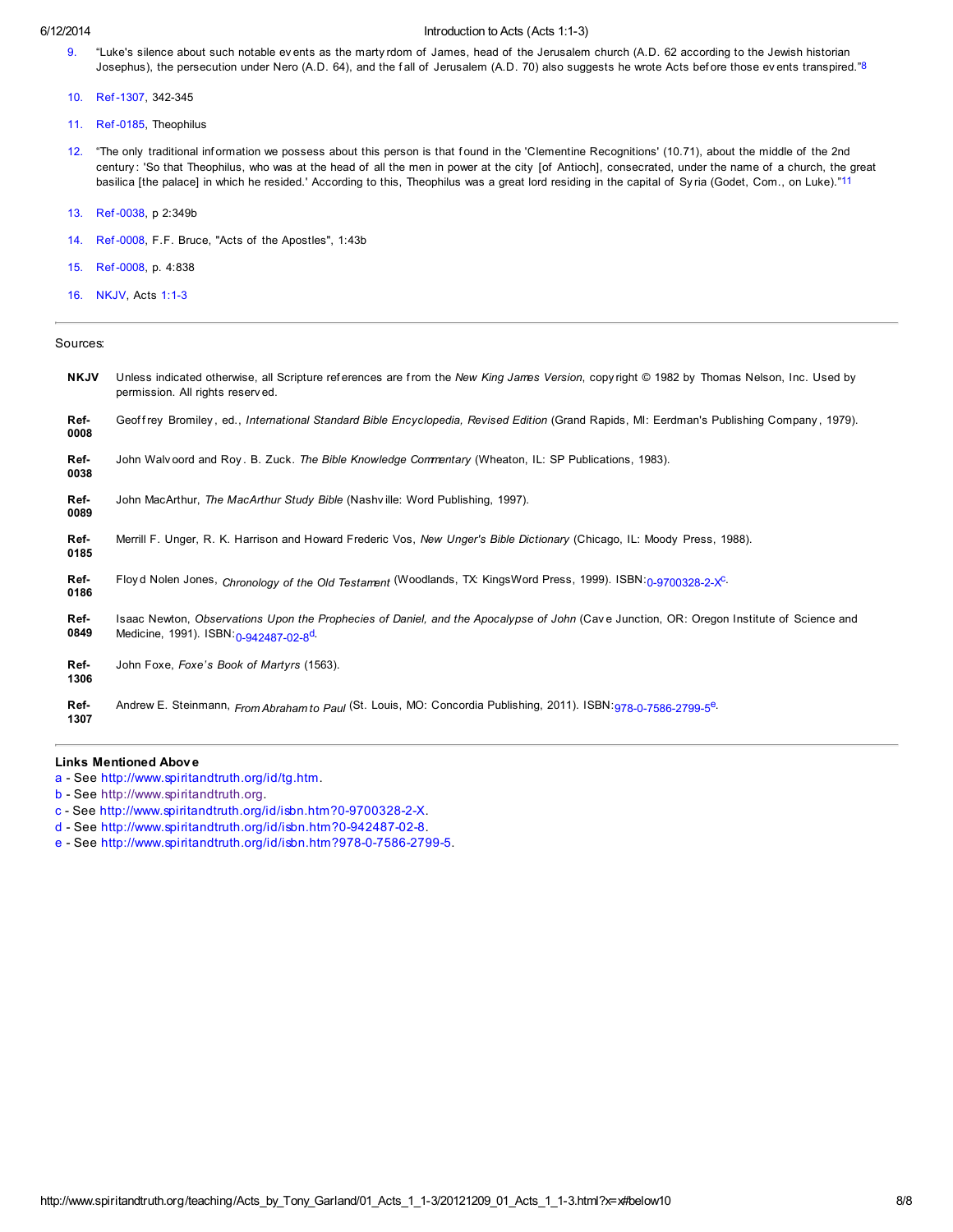9. "Luke's silence about such notable events as the martyrdom of James, head of the Jerusalem church (A.D. 62 according to the Jewish historian Josephus), the persecution under Nero (A.D. 64), and the fall of Jerusalem (A.D. 70) also suggests he wrote Acts before those events transpired."[8]

10. Ref-1307, 342-345

11. Ref-0185, Theophilus

12. "The only traditional information we possess about this person is that found in the 'Clementine Recognitions' (10.71), about the middle of the 2nd century: 'So that Theophilus, who was at the head of all the men in power at the city [of Antioch], consecrated, under the name of a church, the great basilica [the palace] in which he resided.' According to this, Theophilus was a great lord residing in the capital of Syria (Godet, Com., on Luke)."[11]

13. Ref-0038, p 2:349b

14. Ref-0008, F.F. Bruce, "Acts of the Apostles", 1:43b

15. Ref-0008, p. 4:838

16. NKJV, Acts 1:1-3

---

Sources:

| | |
|---|---|
| **NKJV** | Unless indicated otherwise, all Scripture references are from the *New King James Version*, copyright © 1982 by Thomas Nelson, Inc. Used by permission. All rights reserved. |
| **Ref-0008** | Geoffrey Bromiley, ed., *International Standard Bible Encyclopedia, Revised Edition* (Grand Rapids, MI: Eerdman's Publishing Company, 1979). |
| **Ref-0038** | John Walvoord and Roy. B. Zuck. *The Bible Knowledge Commentary* (Wheaton, IL: SP Publications, 1983). |
| **Ref-0089** | John MacArthur, *The MacArthur Study Bible* (Nashville: Word Publishing, 1997). |
| **Ref-0185** | Merrill F. Unger, R. K. Harrison and Howard Frederic Vos, *New Unger's Bible Dictionary* (Chicago, IL: Moody Press, 1988). |
| **Ref-0186** | Floyd Nolen Jones, *Chronology of the Old Testament* (Woodlands, TX: KingsWord Press, 1999). ISBN:0-9700328-2-X[c]. |
| **Ref-0849** | Isaac Newton, *Observations Upon the Prophecies of Daniel, and the Apocalypse of John* (Cave Junction, OR: Oregon Institute of Science and Medicine, 1991). ISBN:0-942487-02-8[d]. |
| **Ref-1306** | John Foxe, *Foxe's Book of Martyrs* (1563). |
| **Ref-1307** | Andrew E. Steinmann, *From Abraham to Paul* (St. Louis, MO: Concordia Publishing, 2011). ISBN:978-0-7586-2799-5[e]. |

---

**Links Mentioned Above**

a - See http://www.spiritandtruth.org/id/tg.htm.
b - See http://www.spiritandtruth.org.
c - See http://www.spiritandtruth.org/id/isbn.htm?0-9700328-2-X.
d - See http://www.spiritandtruth.org/id/isbn.htm?0-942487-02-8.
e - See http://www.spiritandtruth.org/id/isbn.htm?978-0-7586-2799-5.